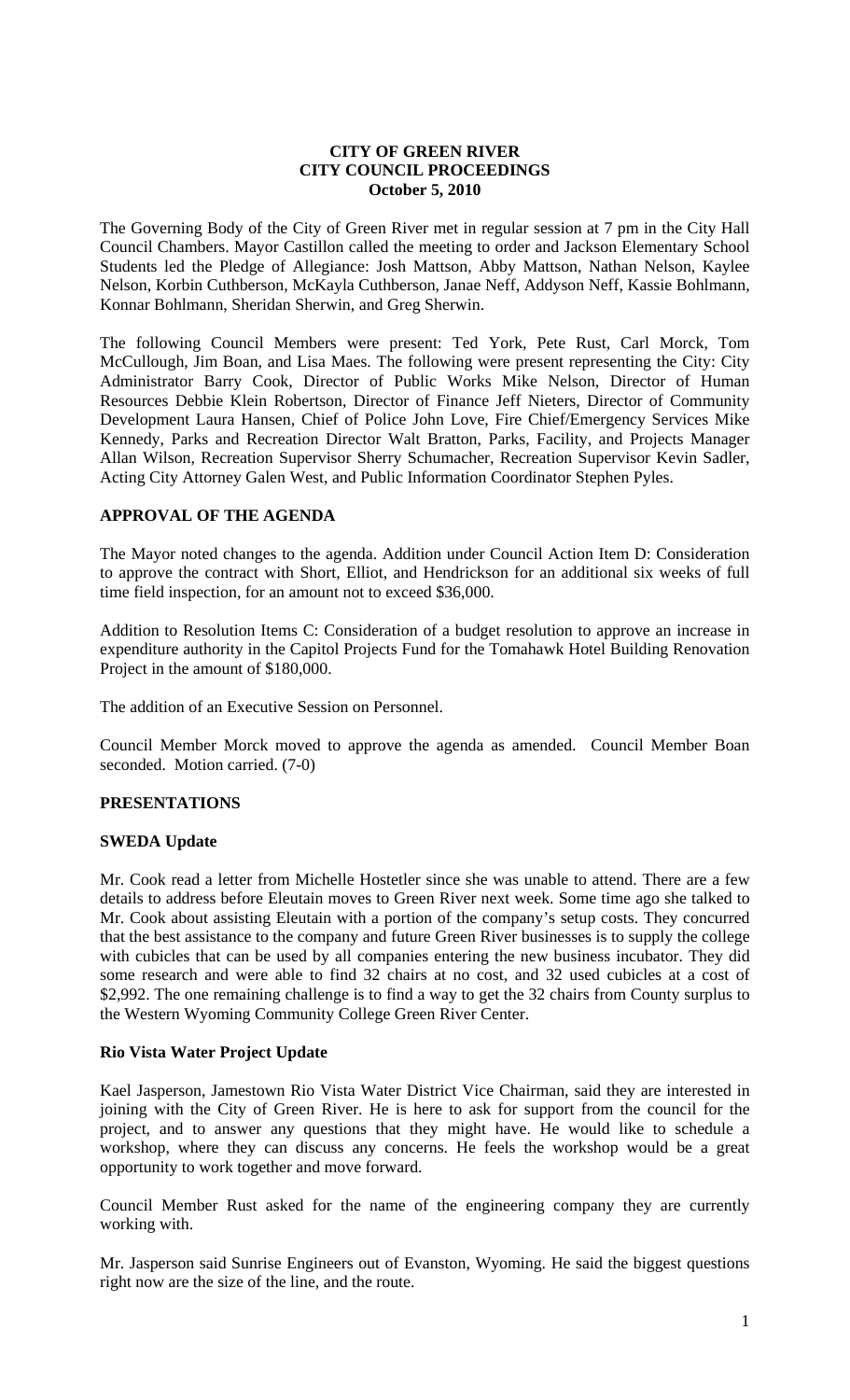# CITY OF GREEN RIVER
# CITY COUNCIL PROCEEDINGS
# October 5, 2010

The Governing Body of the City of Green River met in regular session at 7 pm in the City Hall Council Chambers. Mayor Castillon called the meeting to order and Jackson Elementary School Students led the Pledge of Allegiance: Josh Mattson, Abby Mattson, Nathan Nelson, Kaylee Nelson, Korbin Cuthberson, McKayla Cuthberson, Janae Neff, Addyson Neff, Kassie Bohlmann, Konnar Bohlmann, Sheridan Sherwin, and Greg Sherwin.

The following Council Members were present: Ted York, Pete Rust, Carl Morck, Tom McCullough, Jim Boan, and Lisa Maes. The following were present representing the City: City Administrator Barry Cook, Director of Public Works Mike Nelson, Director of Human Resources Debbie Klein Robertson, Director of Finance Jeff Nieters, Director of Community Development Laura Hansen, Chief of Police John Love, Fire Chief/Emergency Services Mike Kennedy, Parks and Recreation Director Walt Bratton, Parks, Facility, and Projects Manager Allan Wilson, Recreation Supervisor Sherry Schumacher, Recreation Supervisor Kevin Sadler, Acting City Attorney Galen West, and Public Information Coordinator Stephen Pyles.

## APPROVAL OF THE AGENDA

The Mayor noted changes to the agenda. Addition under Council Action Item D: Consideration to approve the contract with Short, Elliot, and Hendrickson for an additional six weeks of full time field inspection, for an amount not to exceed $36,000.

Addition to Resolution Items C: Consideration of a budget resolution to approve an increase in expenditure authority in the Capitol Projects Fund for the Tomahawk Hotel Building Renovation Project in the amount of $180,000.

The addition of an Executive Session on Personnel.

Council Member Morck moved to approve the agenda as amended. Council Member Boan seconded. Motion carried. (7-0)

## PRESENTATIONS

### SWEDA Update

Mr. Cook read a letter from Michelle Hostetler since she was unable to attend. There are a few details to address before Eleutain moves to Green River next week. Some time ago she talked to Mr. Cook about assisting Eleutain with a portion of the company's setup costs. They concurred that the best assistance to the company and future Green River businesses is to supply the college with cubicles that can be used by all companies entering the new business incubator. They did some research and were able to find 32 chairs at no cost, and 32 used cubicles at a cost of $2,992. The one remaining challenge is to find a way to get the 32 chairs from County surplus to the Western Wyoming Community College Green River Center.

### Rio Vista Water Project Update

Kael Jasperson, Jamestown Rio Vista Water District Vice Chairman, said they are interested in joining with the City of Green River. He is here to ask for support from the council for the project, and to answer any questions that they might have. He would like to schedule a workshop, where they can discuss any concerns. He feels the workshop would be a great opportunity to work together and move forward.

Council Member Rust asked for the name of the engineering company they are currently working with.

Mr. Jasperson said Sunrise Engineers out of Evanston, Wyoming. He said the biggest questions right now are the size of the line, and the route.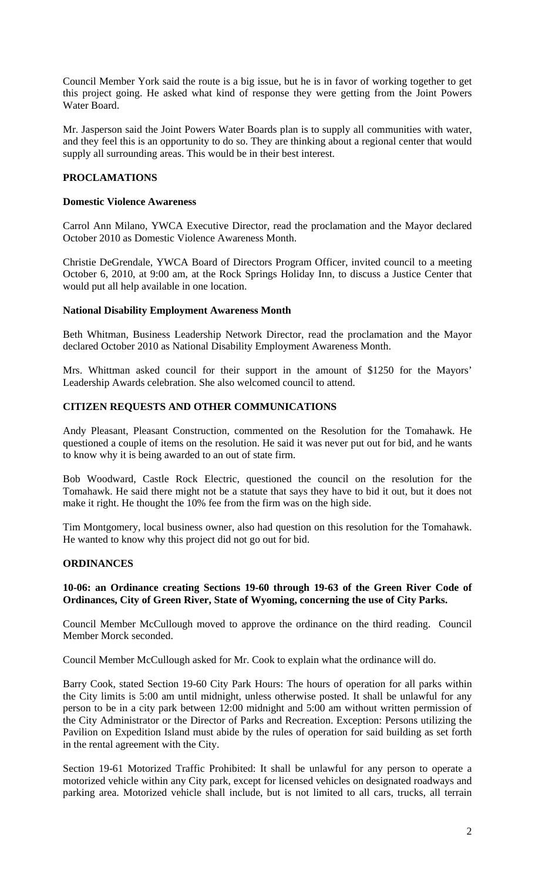Council Member York said the route is a big issue, but he is in favor of working together to get this project going. He asked what kind of response they were getting from the Joint Powers Water Board.

Mr. Jasperson said the Joint Powers Water Boards plan is to supply all communities with water, and they feel this is an opportunity to do so. They are thinking about a regional center that would supply all surrounding areas. This would be in their best interest.

## PROCLAMATIONS

### Domestic Violence Awareness

Carrol Ann Milano, YWCA Executive Director, read the proclamation and the Mayor declared October 2010 as Domestic Violence Awareness Month.

Christie DeGrendale, YWCA Board of Directors Program Officer, invited council to a meeting October 6, 2010, at 9:00 am, at the Rock Springs Holiday Inn, to discuss a Justice Center that would put all help available in one location.

### National Disability Employment Awareness Month

Beth Whitman, Business Leadership Network Director, read the proclamation and the Mayor declared October 2010 as National Disability Employment Awareness Month.

Mrs. Whittman asked council for their support in the amount of $1250 for the Mayors' Leadership Awards celebration. She also welcomed council to attend.

## CITIZEN REQUESTS AND OTHER COMMUNICATIONS

Andy Pleasant, Pleasant Construction, commented on the Resolution for the Tomahawk. He questioned a couple of items on the resolution. He said it was never put out for bid, and he wants to know why it is being awarded to an out of state firm.

Bob Woodward, Castle Rock Electric, questioned the council on the resolution for the Tomahawk. He said there might not be a statute that says they have to bid it out, but it does not make it right. He thought the 10% fee from the firm was on the high side.

Tim Montgomery, local business owner, also had question on this resolution for the Tomahawk. He wanted to know why this project did not go out for bid.

## ORDINANCES

**10-06: an Ordinance creating Sections 19-60 through 19-63 of the Green River Code of Ordinances, City of Green River, State of Wyoming, concerning the use of City Parks.**

Council Member McCullough moved to approve the ordinance on the third reading. Council Member Morck seconded.

Council Member McCullough asked for Mr. Cook to explain what the ordinance will do.

Barry Cook, stated Section 19-60 City Park Hours: The hours of operation for all parks within the City limits is 5:00 am until midnight, unless otherwise posted. It shall be unlawful for any person to be in a city park between 12:00 midnight and 5:00 am without written permission of the City Administrator or the Director of Parks and Recreation. Exception: Persons utilizing the Pavilion on Expedition Island must abide by the rules of operation for said building as set forth in the rental agreement with the City.

Section 19-61 Motorized Traffic Prohibited: It shall be unlawful for any person to operate a motorized vehicle within any City park, except for licensed vehicles on designated roadways and parking area. Motorized vehicle shall include, but is not limited to all cars, trucks, all terrain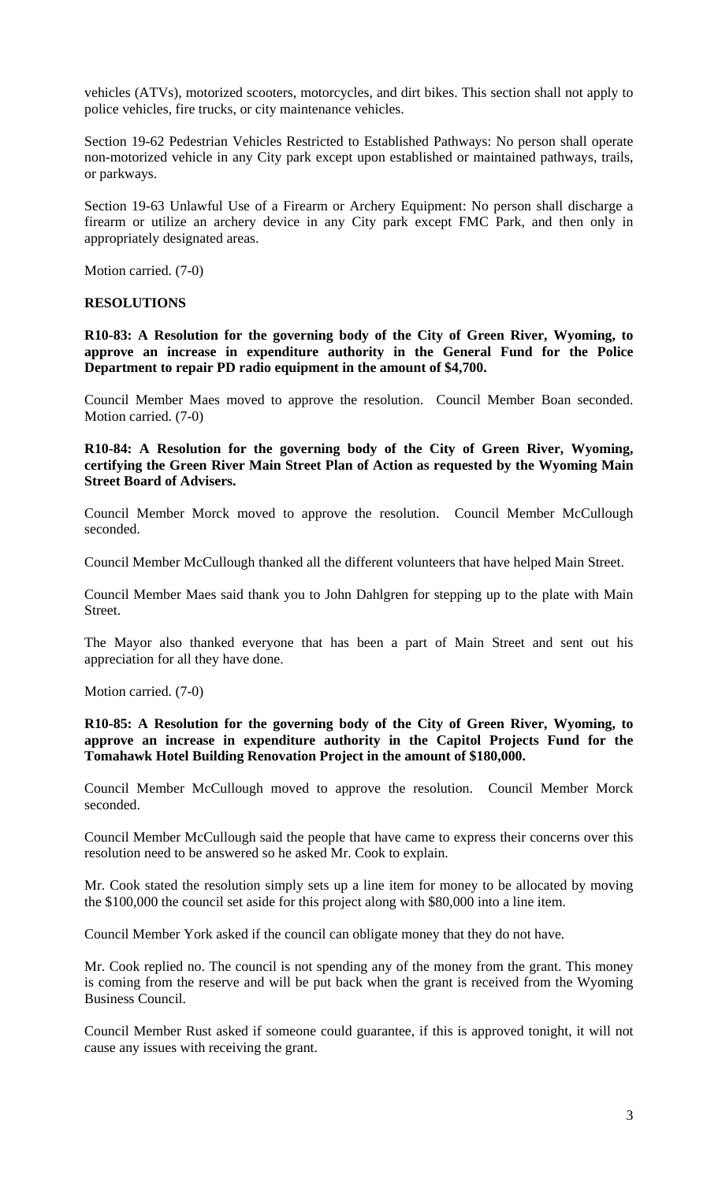vehicles (ATVs), motorized scooters, motorcycles, and dirt bikes. This section shall not apply to police vehicles, fire trucks, or city maintenance vehicles.

Section 19-62 Pedestrian Vehicles Restricted to Established Pathways: No person shall operate non-motorized vehicle in any City park except upon established or maintained pathways, trails, or parkways.

Section 19-63 Unlawful Use of a Firearm or Archery Equipment: No person shall discharge a firearm or utilize an archery device in any City park except FMC Park, and then only in appropriately designated areas.

Motion carried. (7-0)

**RESOLUTIONS**

**R10-83: A Resolution for the governing body of the City of Green River, Wyoming, to approve an increase in expenditure authority in the General Fund for the Police Department to repair PD radio equipment in the amount of $4,700.**

Council Member Maes moved to approve the resolution. Council Member Boan seconded. Motion carried. (7-0)

**R10-84: A Resolution for the governing body of the City of Green River, Wyoming, certifying the Green River Main Street Plan of Action as requested by the Wyoming Main Street Board of Advisers.**

Council Member Morck moved to approve the resolution. Council Member McCullough seconded.

Council Member McCullough thanked all the different volunteers that have helped Main Street.

Council Member Maes said thank you to John Dahlgren for stepping up to the plate with Main Street.

The Mayor also thanked everyone that has been a part of Main Street and sent out his appreciation for all they have done.

Motion carried. (7-0)

**R10-85: A Resolution for the governing body of the City of Green River, Wyoming, to approve an increase in expenditure authority in the Capitol Projects Fund for the Tomahawk Hotel Building Renovation Project in the amount of $180,000.**

Council Member McCullough moved to approve the resolution. Council Member Morck seconded.

Council Member McCullough said the people that have came to express their concerns over this resolution need to be answered so he asked Mr. Cook to explain.

Mr. Cook stated the resolution simply sets up a line item for money to be allocated by moving the $100,000 the council set aside for this project along with $80,000 into a line item.

Council Member York asked if the council can obligate money that they do not have.

Mr. Cook replied no. The council is not spending any of the money from the grant. This money is coming from the reserve and will be put back when the grant is received from the Wyoming Business Council.

Council Member Rust asked if someone could guarantee, if this is approved tonight, it will not cause any issues with receiving the grant.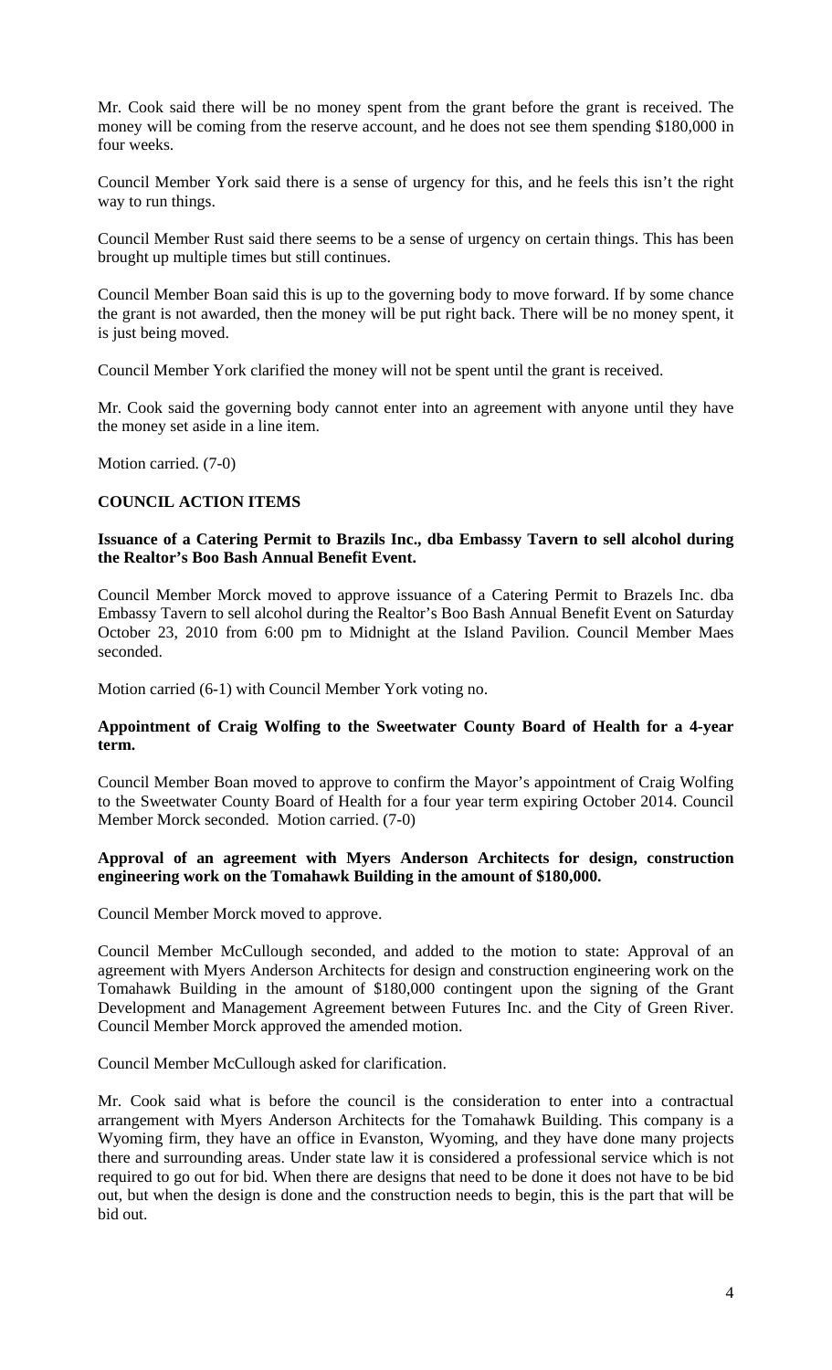Mr. Cook said there will be no money spent from the grant before the grant is received. The money will be coming from the reserve account, and he does not see them spending $180,000 in four weeks.

Council Member York said there is a sense of urgency for this, and he feels this isn't the right way to run things.

Council Member Rust said there seems to be a sense of urgency on certain things. This has been brought up multiple times but still continues.

Council Member Boan said this is up to the governing body to move forward. If by some chance the grant is not awarded, then the money will be put right back. There will be no money spent, it is just being moved.

Council Member York clarified the money will not be spent until the grant is received.

Mr. Cook said the governing body cannot enter into an agreement with anyone until they have the money set aside in a line item.

Motion carried. (7-0)

**COUNCIL ACTION ITEMS**

**Issuance of a Catering Permit to Brazils Inc., dba Embassy Tavern to sell alcohol during the Realtor's Boo Bash Annual Benefit Event.**

Council Member Morck moved to approve issuance of a Catering Permit to Brazels Inc. dba Embassy Tavern to sell alcohol during the Realtor's Boo Bash Annual Benefit Event on Saturday October 23, 2010 from 6:00 pm to Midnight at the Island Pavilion. Council Member Maes seconded.

Motion carried (6-1) with Council Member York voting no.

**Appointment of Craig Wolfing to the Sweetwater County Board of Health for a 4-year term.**

Council Member Boan moved to approve to confirm the Mayor's appointment of Craig Wolfing to the Sweetwater County Board of Health for a four year term expiring October 2014. Council Member Morck seconded. Motion carried. (7-0)

**Approval of an agreement with Myers Anderson Architects for design, construction engineering work on the Tomahawk Building in the amount of $180,000.**

Council Member Morck moved to approve.

Council Member McCullough seconded, and added to the motion to state: Approval of an agreement with Myers Anderson Architects for design and construction engineering work on the Tomahawk Building in the amount of $180,000 contingent upon the signing of the Grant Development and Management Agreement between Futures Inc. and the City of Green River. Council Member Morck approved the amended motion.

Council Member McCullough asked for clarification.

Mr. Cook said what is before the council is the consideration to enter into a contractual arrangement with Myers Anderson Architects for the Tomahawk Building. This company is a Wyoming firm, they have an office in Evanston, Wyoming, and they have done many projects there and surrounding areas. Under state law it is considered a professional service which is not required to go out for bid. When there are designs that need to be done it does not have to be bid out, but when the design is done and the construction needs to begin, this is the part that will be bid out.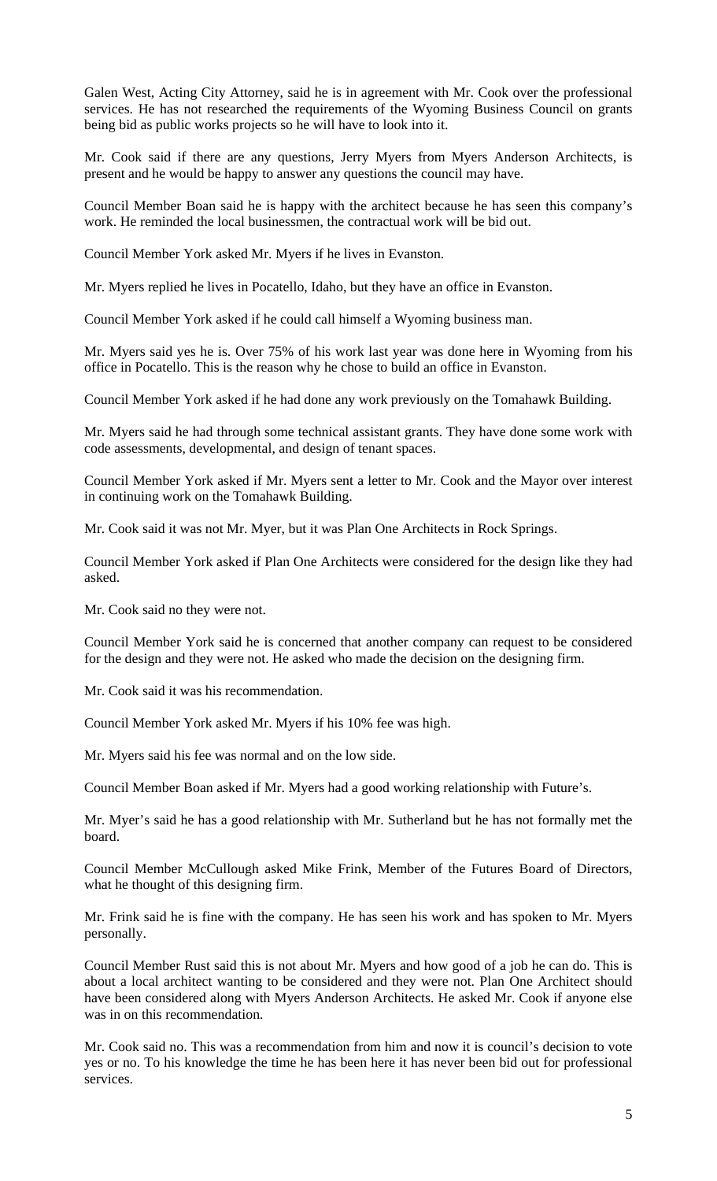Galen West, Acting City Attorney, said he is in agreement with Mr. Cook over the professional services. He has not researched the requirements of the Wyoming Business Council on grants being bid as public works projects so he will have to look into it.

Mr. Cook said if there are any questions, Jerry Myers from Myers Anderson Architects, is present and he would be happy to answer any questions the council may have.

Council Member Boan said he is happy with the architect because he has seen this company's work. He reminded the local businessmen, the contractual work will be bid out.

Council Member York asked Mr. Myers if he lives in Evanston.

Mr. Myers replied he lives in Pocatello, Idaho, but they have an office in Evanston.

Council Member York asked if he could call himself a Wyoming business man.

Mr. Myers said yes he is. Over 75% of his work last year was done here in Wyoming from his office in Pocatello. This is the reason why he chose to build an office in Evanston.

Council Member York asked if he had done any work previously on the Tomahawk Building.

Mr. Myers said he had through some technical assistant grants. They have done some work with code assessments, developmental, and design of tenant spaces.

Council Member York asked if Mr. Myers sent a letter to Mr. Cook and the Mayor over interest in continuing work on the Tomahawk Building.

Mr. Cook said it was not Mr. Myer, but it was Plan One Architects in Rock Springs.

Council Member York asked if Plan One Architects were considered for the design like they had asked.

Mr. Cook said no they were not.

Council Member York said he is concerned that another company can request to be considered for the design and they were not. He asked who made the decision on the designing firm.

Mr. Cook said it was his recommendation.

Council Member York asked Mr. Myers if his 10% fee was high.

Mr. Myers said his fee was normal and on the low side.

Council Member Boan asked if Mr. Myers had a good working relationship with Future's.

Mr. Myer's said he has a good relationship with Mr. Sutherland but he has not formally met the board.

Council Member McCullough asked Mike Frink, Member of the Futures Board of Directors, what he thought of this designing firm.

Mr. Frink said he is fine with the company. He has seen his work and has spoken to Mr. Myers personally.

Council Member Rust said this is not about Mr. Myers and how good of a job he can do. This is about a local architect wanting to be considered and they were not. Plan One Architect should have been considered along with Myers Anderson Architects. He asked Mr. Cook if anyone else was in on this recommendation.

Mr. Cook said no. This was a recommendation from him and now it is council's decision to vote yes or no. To his knowledge the time he has been here it has never been bid out for professional services.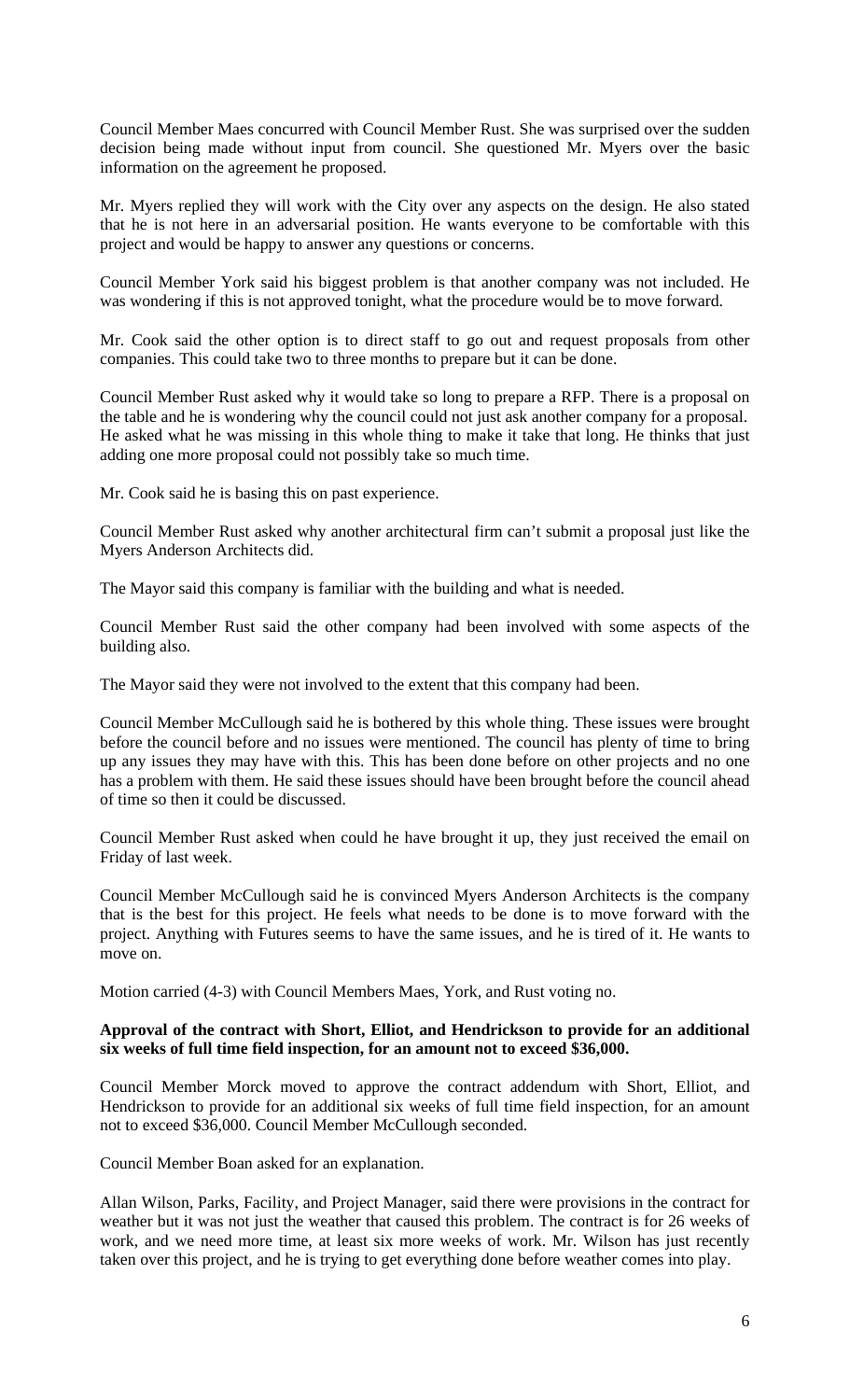Council Member Maes concurred with Council Member Rust. She was surprised over the sudden decision being made without input from council. She questioned Mr. Myers over the basic information on the agreement he proposed.

Mr. Myers replied they will work with the City over any aspects on the design. He also stated that he is not here in an adversarial position. He wants everyone to be comfortable with this project and would be happy to answer any questions or concerns.

Council Member York said his biggest problem is that another company was not included. He was wondering if this is not approved tonight, what the procedure would be to move forward.

Mr. Cook said the other option is to direct staff to go out and request proposals from other companies. This could take two to three months to prepare but it can be done.

Council Member Rust asked why it would take so long to prepare a RFP. There is a proposal on the table and he is wondering why the council could not just ask another company for a proposal. He asked what he was missing in this whole thing to make it take that long. He thinks that just adding one more proposal could not possibly take so much time.

Mr. Cook said he is basing this on past experience.

Council Member Rust asked why another architectural firm can't submit a proposal just like the Myers Anderson Architects did.

The Mayor said this company is familiar with the building and what is needed.

Council Member Rust said the other company had been involved with some aspects of the building also.

The Mayor said they were not involved to the extent that this company had been.

Council Member McCullough said he is bothered by this whole thing. These issues were brought before the council before and no issues were mentioned. The council has plenty of time to bring up any issues they may have with this. This has been done before on other projects and no one has a problem with them. He said these issues should have been brought before the council ahead of time so then it could be discussed.

Council Member Rust asked when could he have brought it up, they just received the email on Friday of last week.

Council Member McCullough said he is convinced Myers Anderson Architects is the company that is the best for this project. He feels what needs to be done is to move forward with the project. Anything with Futures seems to have the same issues, and he is tired of it. He wants to move on.

Motion carried (4-3) with Council Members Maes, York, and Rust voting no.

**Approval of the contract with Short, Elliot, and Hendrickson to provide for an additional six weeks of full time field inspection, for an amount not to exceed $36,000.**

Council Member Morck moved to approve the contract addendum with Short, Elliot, and Hendrickson to provide for an additional six weeks of full time field inspection, for an amount not to exceed $36,000. Council Member McCullough seconded.

Council Member Boan asked for an explanation.

Allan Wilson, Parks, Facility, and Project Manager, said there were provisions in the contract for weather but it was not just the weather that caused this problem. The contract is for 26 weeks of work, and we need more time, at least six more weeks of work. Mr. Wilson has just recently taken over this project, and he is trying to get everything done before weather comes into play.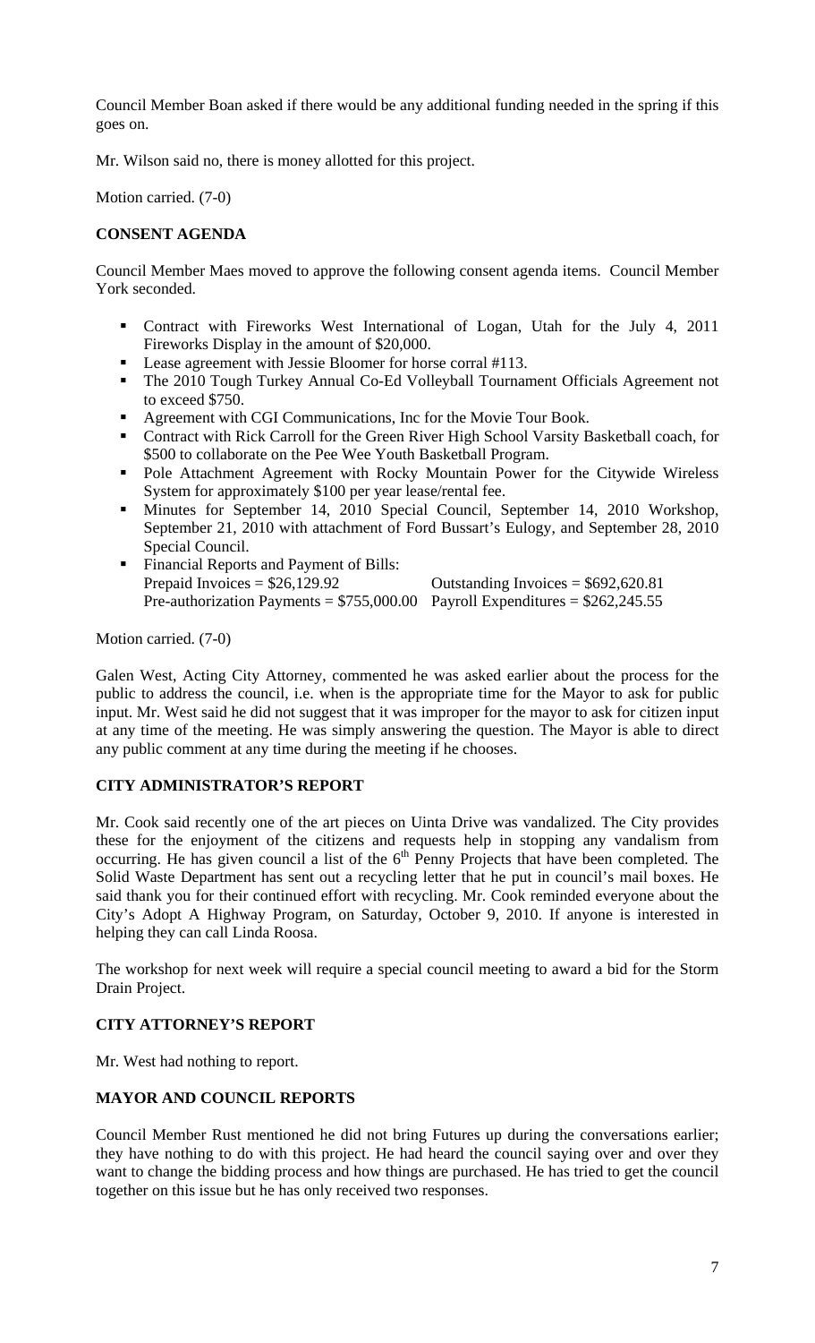Council Member Boan asked if there would be any additional funding needed in the spring if this goes on.

Mr. Wilson said no, there is money allotted for this project.

Motion carried. (7-0)

## CONSENT AGENDA

Council Member Maes moved to approve the following consent agenda items. Council Member York seconded.

- Contract with Fireworks West International of Logan, Utah for the July 4, 2011 Fireworks Display in the amount of $20,000.
- Lease agreement with Jessie Bloomer for horse corral #113.
- The 2010 Tough Turkey Annual Co-Ed Volleyball Tournament Officials Agreement not to exceed $750.
- Agreement with CGI Communications, Inc for the Movie Tour Book.
- Contract with Rick Carroll for the Green River High School Varsity Basketball coach, for $500 to collaborate on the Pee Wee Youth Basketball Program.
- Pole Attachment Agreement with Rocky Mountain Power for the Citywide Wireless System for approximately $100 per year lease/rental fee.
- Minutes for September 14, 2010 Special Council, September 14, 2010 Workshop, September 21, 2010 with attachment of Ford Bussart's Eulogy, and September 28, 2010 Special Council.
- Financial Reports and Payment of Bills:
  Prepaid Invoices = $26,129.92 Outstanding Invoices = $692,620.81
  Pre-authorization Payments = $755,000.00 Payroll Expenditures = $262,245.55

Motion carried. (7-0)

Galen West, Acting City Attorney, commented he was asked earlier about the process for the public to address the council, i.e. when is the appropriate time for the Mayor to ask for public input. Mr. West said he did not suggest that it was improper for the mayor to ask for citizen input at any time of the meeting. He was simply answering the question. The Mayor is able to direct any public comment at any time during the meeting if he chooses.

## CITY ADMINISTRATOR'S REPORT

Mr. Cook said recently one of the art pieces on Uinta Drive was vandalized. The City provides these for the enjoyment of the citizens and requests help in stopping any vandalism from occurring. He has given council a list of the 6th Penny Projects that have been completed. The Solid Waste Department has sent out a recycling letter that he put in council's mail boxes. He said thank you for their continued effort with recycling. Mr. Cook reminded everyone about the City's Adopt A Highway Program, on Saturday, October 9, 2010. If anyone is interested in helping they can call Linda Roosa.

The workshop for next week will require a special council meeting to award a bid for the Storm Drain Project.

## CITY ATTORNEY'S REPORT

Mr. West had nothing to report.

## MAYOR AND COUNCIL REPORTS

Council Member Rust mentioned he did not bring Futures up during the conversations earlier; they have nothing to do with this project. He had heard the council saying over and over they want to change the bidding process and how things are purchased. He has tried to get the council together on this issue but he has only received two responses.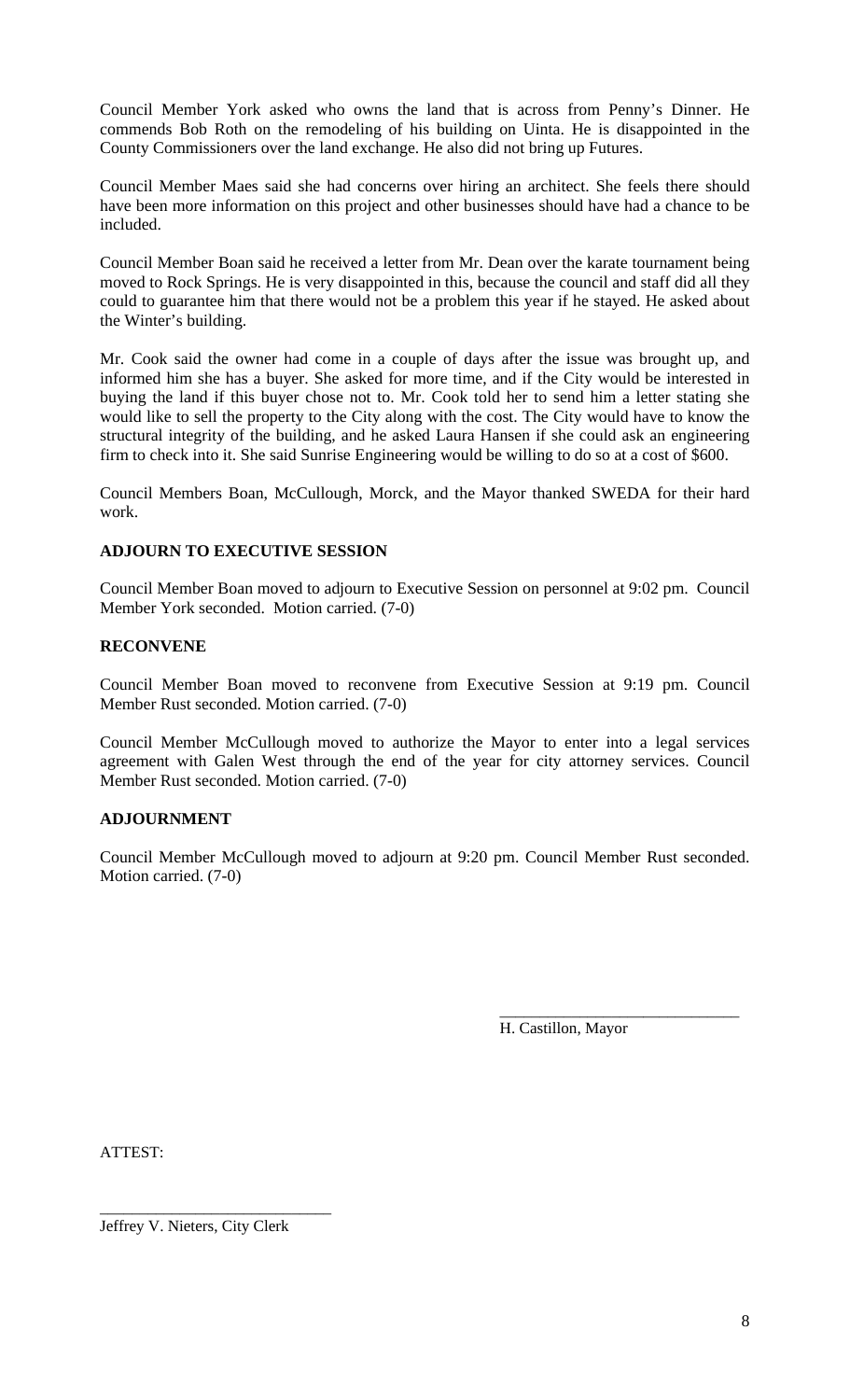Council Member York asked who owns the land that is across from Penny's Dinner. He commends Bob Roth on the remodeling of his building on Uinta. He is disappointed in the County Commissioners over the land exchange. He also did not bring up Futures.

Council Member Maes said she had concerns over hiring an architect. She feels there should have been more information on this project and other businesses should have had a chance to be included.

Council Member Boan said he received a letter from Mr. Dean over the karate tournament being moved to Rock Springs. He is very disappointed in this, because the council and staff did all they could to guarantee him that there would not be a problem this year if he stayed. He asked about the Winter's building.

Mr. Cook said the owner had come in a couple of days after the issue was brought up, and informed him she has a buyer. She asked for more time, and if the City would be interested in buying the land if this buyer chose not to. Mr. Cook told her to send him a letter stating she would like to sell the property to the City along with the cost. The City would have to know the structural integrity of the building, and he asked Laura Hansen if she could ask an engineering firm to check into it. She said Sunrise Engineering would be willing to do so at a cost of $600.

Council Members Boan, McCullough, Morck, and the Mayor thanked SWEDA for their hard work.

**ADJOURN TO EXECUTIVE SESSION**

Council Member Boan moved to adjourn to Executive Session on personnel at 9:02 pm. Council Member York seconded. Motion carried. (7-0)

**RECONVENE**

Council Member Boan moved to reconvene from Executive Session at 9:19 pm. Council Member Rust seconded. Motion carried. (7-0)

Council Member McCullough moved to authorize the Mayor to enter into a legal services agreement with Galen West through the end of the year for city attorney services. Council Member Rust seconded. Motion carried. (7-0)

**ADJOURNMENT**

Council Member McCullough moved to adjourn at 9:20 pm. Council Member Rust seconded. Motion carried. (7-0)

\_\_\_\_\_\_\_\_\_\_\_\_\_\_\_\_\_\_\_\_\_\_\_\_\_\_\_\_\_\_
H. Castillon, Mayor

ATTEST:

\_\_\_\_\_\_\_\_\_\_\_\_\_\_\_\_\_\_\_\_\_\_\_\_\_\_\_\_\_\_
Jeffrey V. Nieters, City Clerk